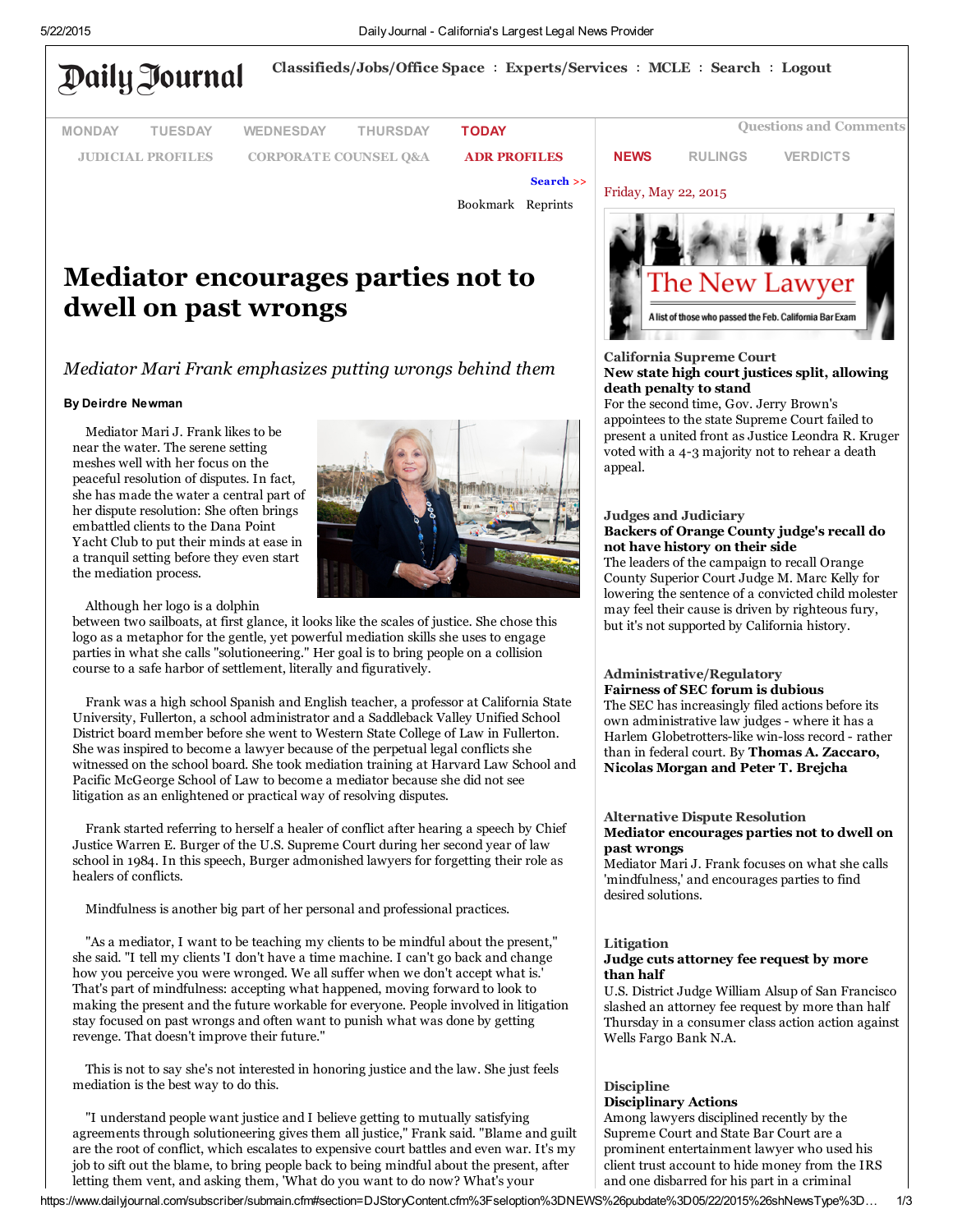# Mediator encourages parties not to dwell on past wrongs

*Mediator Mari Frank emphasizes putting wrongs behind them*

**By Deirdre Newman**

Mediator Mari J. Frank likes to be near the water. The serene setting meshes well with her focus on the peaceful resolution of disputes. In fact, she has made the water a central part of her dispute resolution: She often brings embattled clients to the Dana Point Yacht Club to put their minds at ease in a tranquil setting before they even start the mediation process.

Although her logo is a dolphin between two sailboats, at first glance, it looks like the scales of justice. She chose this logo as a metaphor for the gentle, yet powerful mediation skills she uses to engage parties in what she calls "solutioneering." Her goal is to bring people on a collision course to a safe harbor of settlement, literally and figuratively.

Frank was a high school Spanish and English teacher, a professor at California State University, Fullerton, a school administrator and a Saddleback Valley Unified School District board member before she went to Western State College of Law in Fullerton. She was inspired to become a lawyer because of the perpetual legal conflicts she witnessed on the school board. She took mediation training at Harvard Law School and Pacific McGeorge School of Law to become a mediator because she did not see litigation as an enlightened or practical way of resolving disputes.

Frank started referring to herself a healer of conflict after hearing a speech by Chief Justice Warren E. Burger of the U.S. Supreme Court during her second year of law school in 1984. In this speech, Burger admonished lawyers for forgetting their role as healers of conflicts.

Mindfulness is another big part of her personal and professional practices.

"As a mediator, I want to be teaching my clients to be mindful about the present," she said. "I tell my clients 'I don't have a time machine. I can't go back and change how you perceive you were wronged. We all suffer when we don't accept what is.' That's part of mindfulness: accepting what happened, moving forward to look to making the present and the future workable for everyone. People involved in litigation stay focused on past wrongs and often want to punish what was done by getting revenge. That doesn't improve their future."

This is not to say she's not interested in honoring justice and the law. She just feels mediation is the best way to do this.

"I understand people want justice and I believe getting to mutually satisfying agreements through solutioneering gives them all justice," Frank said. "Blame and guilt are the root of conflict, which escalates to expensive court battles and even war. It's my job to sift out the blame, to bring people back to being mindful about the present, after letting them vent, and asking them, 'What do you want to do now? What's your

---

Friday, May 22, 2015

**California Supreme Court**
**New state high court justices split, allowing death penalty to stand**
For the second time, Gov. Jerry Brown's appointees to the state Supreme Court failed to present a united front as Justice Leondra R. Kruger voted with a 4-3 majority not to rehear a death appeal.

**Judges and Judiciary**
**Backers of Orange County judge's recall do not have history on their side**
The leaders of the campaign to recall Orange County Superior Court Judge M. Marc Kelly for lowering the sentence of a convicted child molester may feel their cause is driven by righteous fury, but it's not supported by California history.

**Administrative/Regulatory**
**Fairness of SEC forum is dubious**
The SEC has increasingly filed actions before its own administrative law judges - where it has a Harlem Globetrotters-like win-loss record - rather than in federal court. By **Thomas A. Zaccaro, Nicolas Morgan and Peter T. Brejcha**

**Alternative Dispute Resolution**
**Mediator encourages parties not to dwell on past wrongs**
Mediator Mari J. Frank focuses on what she calls 'mindfulness,' and encourages parties to find desired solutions.

**Litigation**
**Judge cuts attorney fee request by more than half**
U.S. District Judge William Alsup of San Francisco slashed an attorney fee request by more than half Thursday in a consumer class action action against Wells Fargo Bank N.A.

**Discipline**
**Disciplinary Actions**
Among lawyers disciplined recently by the Supreme Court and State Bar Court are a prominent entertainment lawyer who used his client trust account to hide money from the IRS and one disbarred for his part in a criminal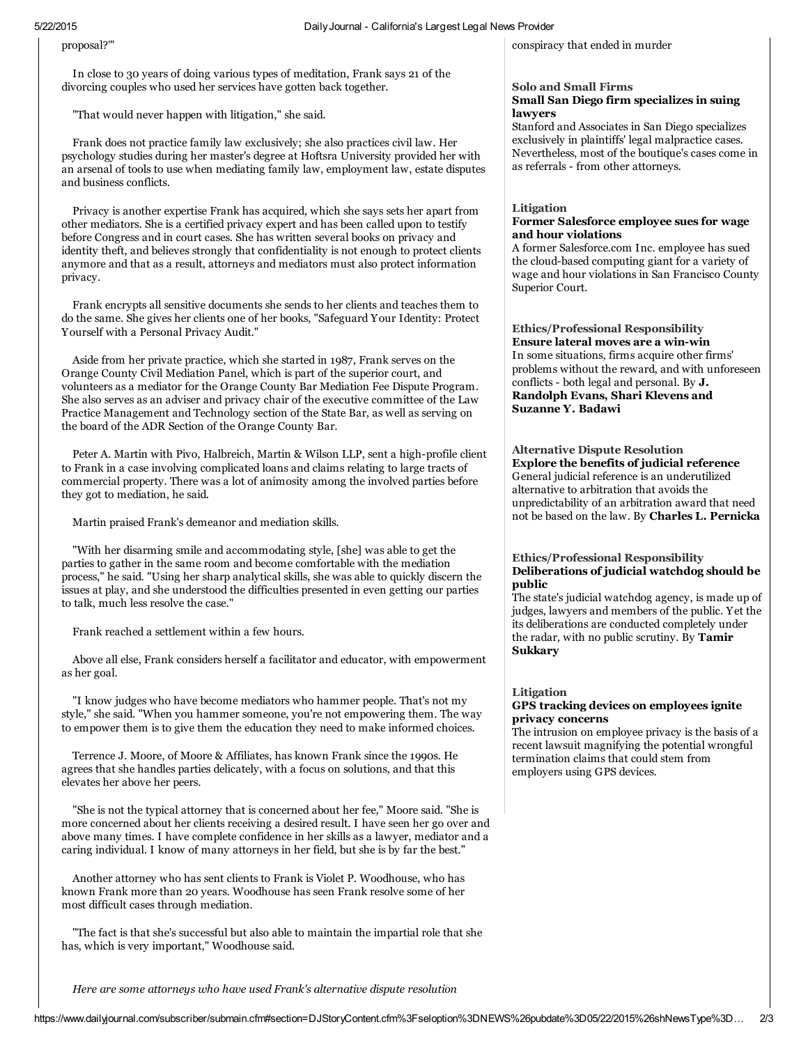proposal?'"

In close to 30 years of doing various types of meditation, Frank says 21 of the divorcing couples who used her services have gotten back together.

"That would never happen with litigation," she said.

Frank does not practice family law exclusively; she also practices civil law. Her psychology studies during her master's degree at Hoftsra University provided her with an arsenal of tools to use when mediating family law, employment law, estate disputes and business conflicts.

Privacy is another expertise Frank has acquired, which she says sets her apart from other mediators. She is a certified privacy expert and has been called upon to testify before Congress and in court cases. She has written several books on privacy and identity theft, and believes strongly that confidentiality is not enough to protect clients anymore and that as a result, attorneys and mediators must also protect information privacy.

Frank encrypts all sensitive documents she sends to her clients and teaches them to do the same. She gives her clients one of her books, "Safeguard Your Identity: Protect Yourself with a Personal Privacy Audit."

Aside from her private practice, which she started in 1987, Frank serves on the Orange County Civil Mediation Panel, which is part of the superior court, and volunteers as a mediator for the Orange County Bar Mediation Fee Dispute Program. She also serves as an adviser and privacy chair of the executive committee of the Law Practice Management and Technology section of the State Bar, as well as serving on the board of the ADR Section of the Orange County Bar.

Peter A. Martin with Pivo, Halbreich, Martin & Wilson LLP, sent a high-profile client to Frank in a case involving complicated loans and claims relating to large tracts of commercial property. There was a lot of animosity among the involved parties before they got to mediation, he said.

Martin praised Frank's demeanor and mediation skills.

"With her disarming smile and accommodating style, [she] was able to get the parties to gather in the same room and become comfortable with the mediation process," he said. "Using her sharp analytical skills, she was able to quickly discern the issues at play, and she understood the difficulties presented in even getting our parties to talk, much less resolve the case."

Frank reached a settlement within a few hours.

Above all else, Frank considers herself a facilitator and educator, with empowerment as her goal.

"I know judges who have become mediators who hammer people. That's not my style," she said. "When you hammer someone, you're not empowering them. The way to empower them is to give them the education they need to make informed choices.

Terrence J. Moore, of Moore & Affiliates, has known Frank since the 1990s. He agrees that she handles parties delicately, with a focus on solutions, and that this elevates her above her peers.

"She is not the typical attorney that is concerned about her fee," Moore said. "She is more concerned about her clients receiving a desired result. I have seen her go over and above many times. I have complete confidence in her skills as a lawyer, mediator and a caring individual. I know of many attorneys in her field, but she is by far the best."

Another attorney who has sent clients to Frank is Violet P. Woodhouse, who has known Frank more than 20 years. Woodhouse has seen Frank resolve some of her most difficult cases through mediation.

"The fact is that she's successful but also able to maintain the impartial role that she has, which is very important," Woodhouse said.

*Here are some attorneys who have used Frank's alternative dispute resolution*

conspiracy that ended in murder

**Solo and Small Firms**
**Small San Diego firm specializes in suing lawyers**
Stanford and Associates in San Diego specializes exclusively in plaintiffs' legal malpractice cases. Nevertheless, most of the boutique's cases come in as referrals - from other attorneys.

**Litigation**
**Former Salesforce employee sues for wage and hour violations**
A former Salesforce.com Inc. employee has sued the cloud-based computing giant for a variety of wage and hour violations in San Francisco County Superior Court.

**Ethics/Professional Responsibility**
**Ensure lateral moves are a win-win**
In some situations, firms acquire other firms' problems without the reward, and with unforeseen conflicts - both legal and personal. By **J. Randolph Evans, Shari Klevens and Suzanne Y. Badawi**

**Alternative Dispute Resolution**
**Explore the benefits of judicial reference**
General judicial reference is an underutilized alternative to arbitration that avoids the unpredictability of an arbitration award that need not be based on the law. By **Charles L. Pernicka**

**Ethics/Professional Responsibility**
**Deliberations of judicial watchdog should be public**
The state's judicial watchdog agency, is made up of judges, lawyers and members of the public. Yet the its deliberations are conducted completely under the radar, with no public scrutiny. By **Tamir Sukkary**

**Litigation**
**GPS tracking devices on employees ignite privacy concerns**
The intrusion on employee privacy is the basis of a recent lawsuit magnifying the potential wrongful termination claims that could stem from employers using GPS devices.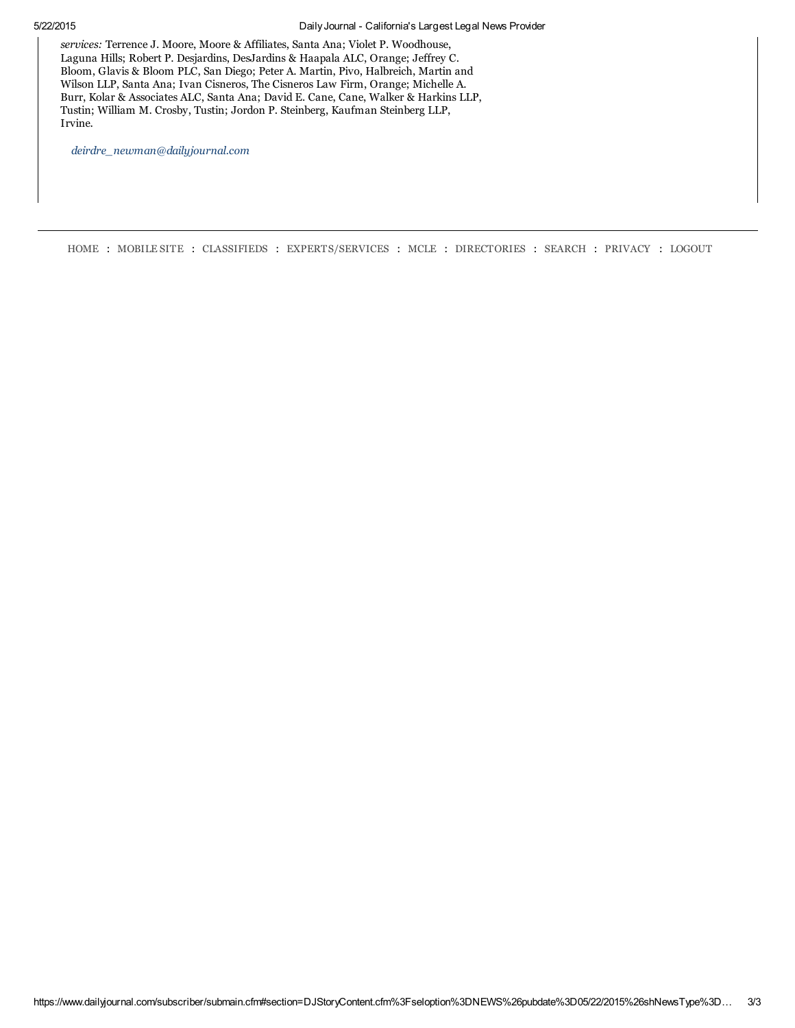*services:* Terrence J. Moore, Moore & Affiliates, Santa Ana; Violet P. Woodhouse, Laguna Hills; Robert P. Desjardins, DesJardins & Haapala ALC, Orange; Jeffrey C. Bloom, Glavis & Bloom PLC, San Diego; Peter A. Martin, Pivo, Halbreich, Martin and Wilson LLP, Santa Ana; Ivan Cisneros, The Cisneros Law Firm, Orange; Michelle A. Burr, Kolar & Associates ALC, Santa Ana; David E. Cane, Cane, Walker & Harkins LLP, Tustin; William M. Crosby, Tustin; Jordon P. Steinberg, Kaufman Steinberg LLP, Irvine.

*deirdre_newman@dailyjournal.com*

HOME : MOBILE SITE : CLASSIFIEDS : EXPERTS/SERVICES : MCLE : DIRECTORIES : SEARCH : PRIVACY : LOGOUT